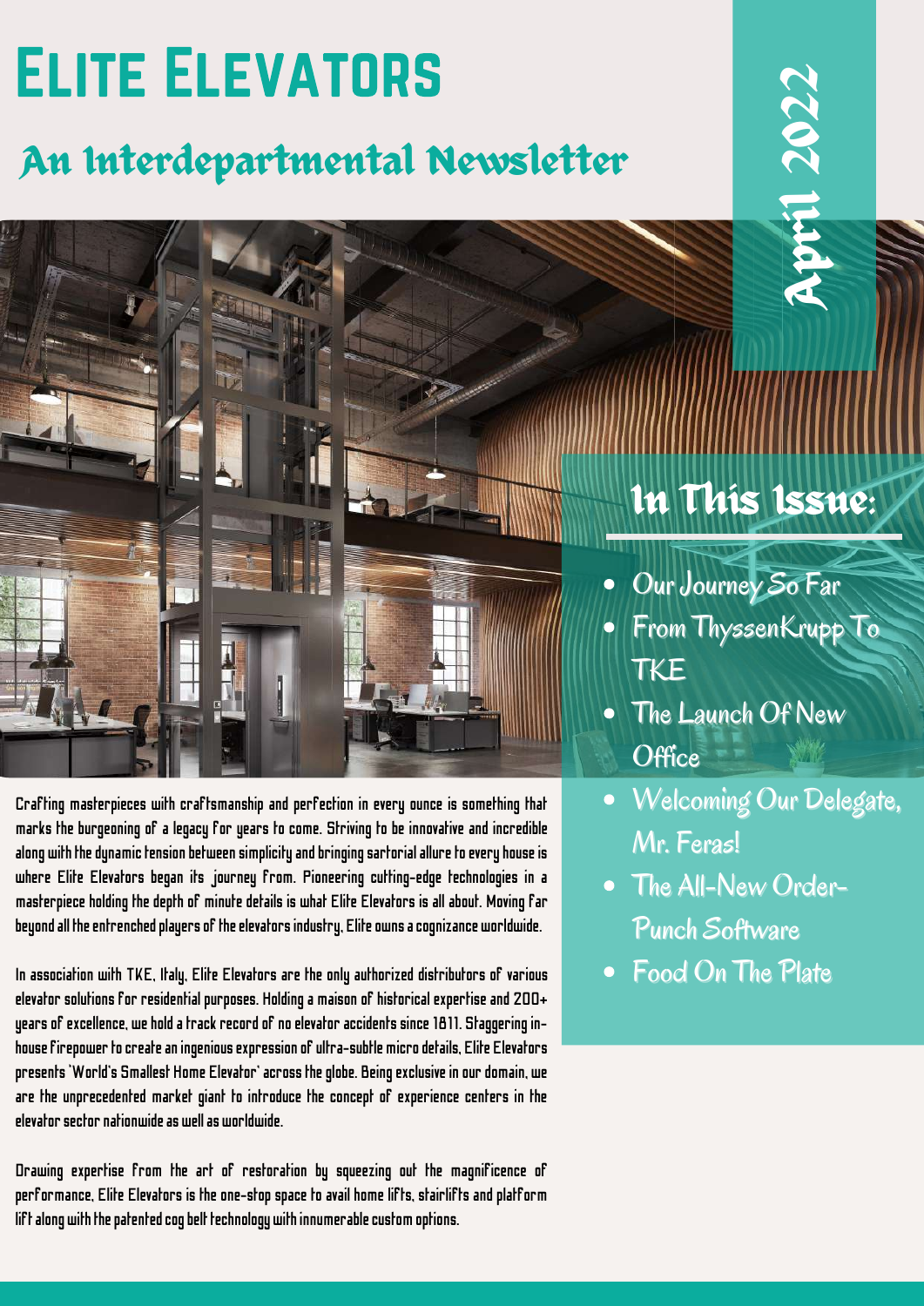# Elite Elevators

## An Interdepartmental Newsletter

April 2022

## In This Issue:

- Our Journey So Far
- From ThyssenKrupp To TKE
- The Launch Of New Office
- Welcoming Our Delegate, Mr. Feras!
- The All-New Order-Punch Software
- Food On The Plate

Crafting masterpieces with craftsmanship and perfection in every ounce is something that marks the burgeoning of a legacy for years to come. Striving to be innovative and incredible along with the dynamic tension between simplicity and bringing sartorial allure to every house is where Elite Elevators began its journey from. Pioneering cutting-edge technologies in a masterpiece holding the depth of minute details is what Elite Elevators is all about. Moving far beyond all the entrenched players of the elevators industry, Elite owns a cognizance worldwide.

In association with TKE, Italy, Elite Elevators are the only authorized distributors of various elevator solutions for residential purposes. Holding a maison of historical expertise and 200+ years of excellence, we hold a track record of no elevator accidents since 1811. Staggering in-house firepower to create an ingenious expression of ultra-subtle micro details, Elite Elevators presents 'World's Smallest Home Elevator' across the globe. Being exclusive in our domain, we are the unprecedented market giant to introduce the concept of experience centers in the elevator sector nationwide as well as worldwide.

Drawing expertise from the art of restoration by squeezing out the magnificence of performance, Elite Elevators is the one-stop space to avail home lifts, stairlifts and platform lift along with the patented cog belt technology with innumerable custom options.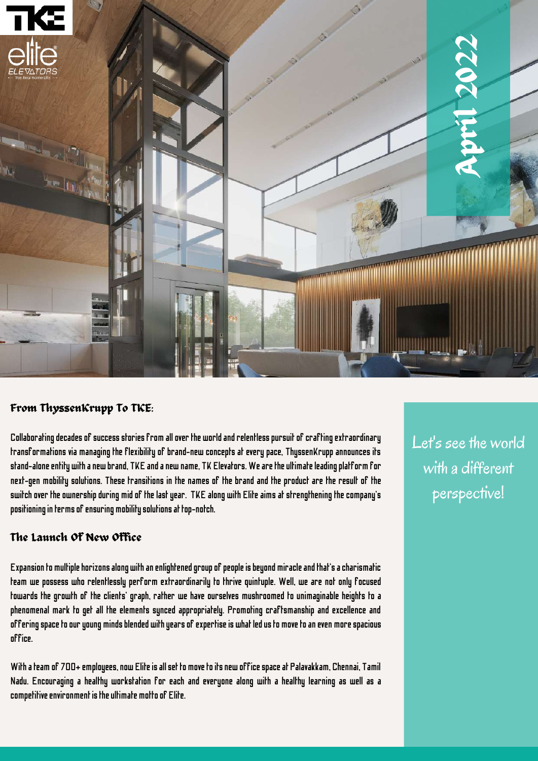April 2022

## From ThyssenKrupp To TKE:

Collaborating decades of success stories from all over the world and relentless pursuit of crafting extraordinary transformations via managing the flexibility of brand-new concepts at every pace, ThyssenKrupp announces its stand-alone entity with a new brand, TKE and a new name, TK Elevators. We are the ultimate leading platform for next-gen mobility solutions. These transitions in the names of the brand and the product are the result of the switch over the ownership during mid of the last year. TKE along with Elite aims at strengthening the company's positioning in terms of ensuring mobility solutions at top-notch.

## The Launch Of New Office

Expansion to multiple horizons along with an enlightened group of people is beyond miracle and that's a charismatic team we possess who relentlessly perform extraordinarily to thrive quintuple. Well, we are not only focused towards the growth of the clients' graph, rather we have ourselves mushroomed to unimaginable heights to a phenomenal mark to get all the elements synced appropriately. Promoting craftsmanship and excellence and offering space to our young minds blended with years of expertise is what led us to move to an even more spacious office.

With a team of 700+ employees, now Elite is all set to move to its new office space at Palavakkam, Chennai, Tamil Nadu. Encouraging a healthy workstation for each and everyone along with a healthy learning as well as a competitive environment is the ultimate motto of Elite.

Let's see the world with a different perspective!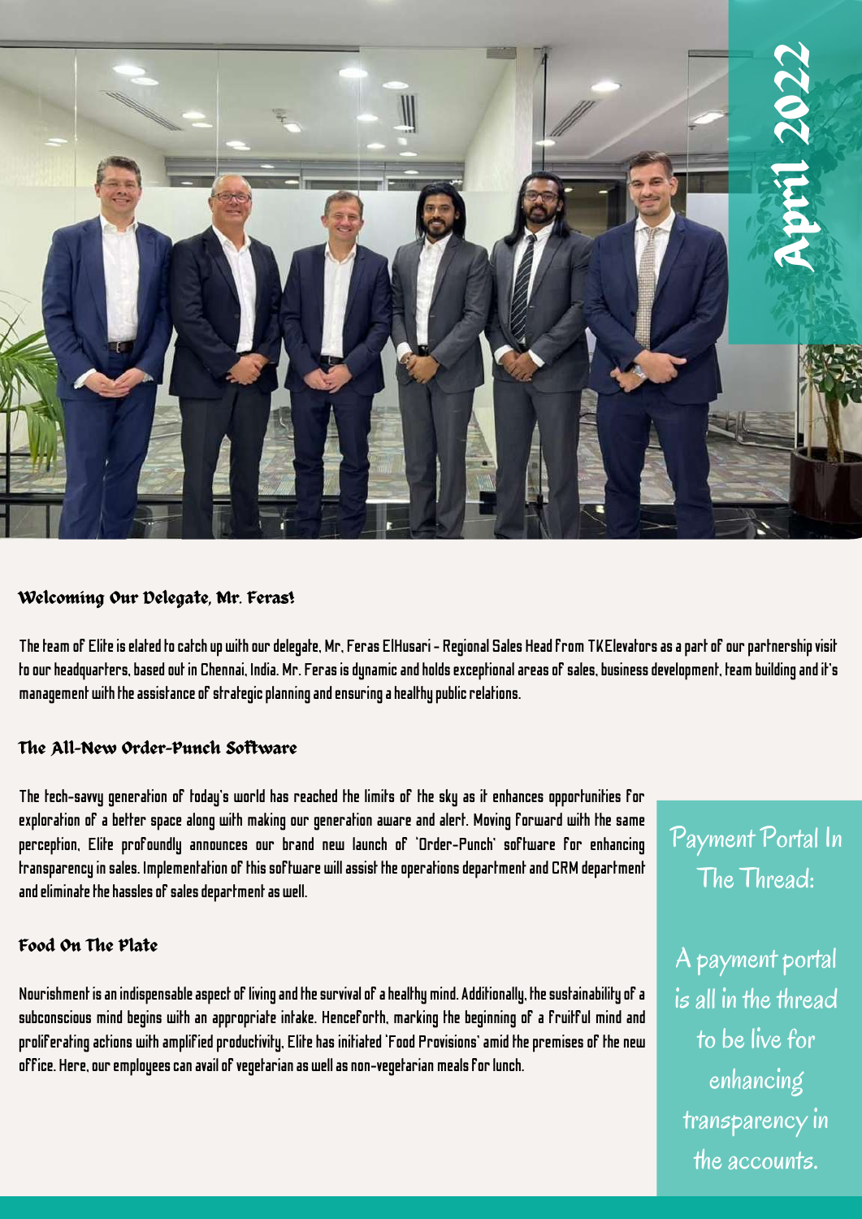April 2022

## Welcoming Our Delegate, Mr. Feras!

The team of Elite is elated to catch up with our delegate, Mr. Feras ElHusari - Regional Sales Head from TKElevators as a part of our partnership visit to our headquarters, based out in Chennai, India. Mr. Feras is dynamic and holds exceptional areas of sales, business development, team building and it's management with the assistance of strategic planning and ensuring a healthy public relations.

## The All-New Order-Punch Software

The tech-savvy generation of today's world has reached the limits of the sky as it enhances opportunities for exploration of a better space along with making our generation aware and alert. Moving forward with the same perception, Elite profoundly announces our brand new launch of 'Order-Punch' software for enhancing transparency in sales. Implementation of this software will assist the operations department and CRM department and eliminate the hassles of sales department as well.

## Food On The Plate

Nourishment is an indispensable aspect of living and the survival of a healthy mind. Additionally, the sustainability of a subconscious mind begins with an appropriate intake. Henceforth, marking the beginning of a fruitful mind and proliferating actions with amplified productivity, Elite has initiated 'Food Provisions' amid the premises of the new office. Here, our employees can avail of vegetarian as well as non-vegetarian meals for lunch.

## Payment Portal In The Thread:

A payment portal is all in the thread to be live for enhancing transparency in the accounts.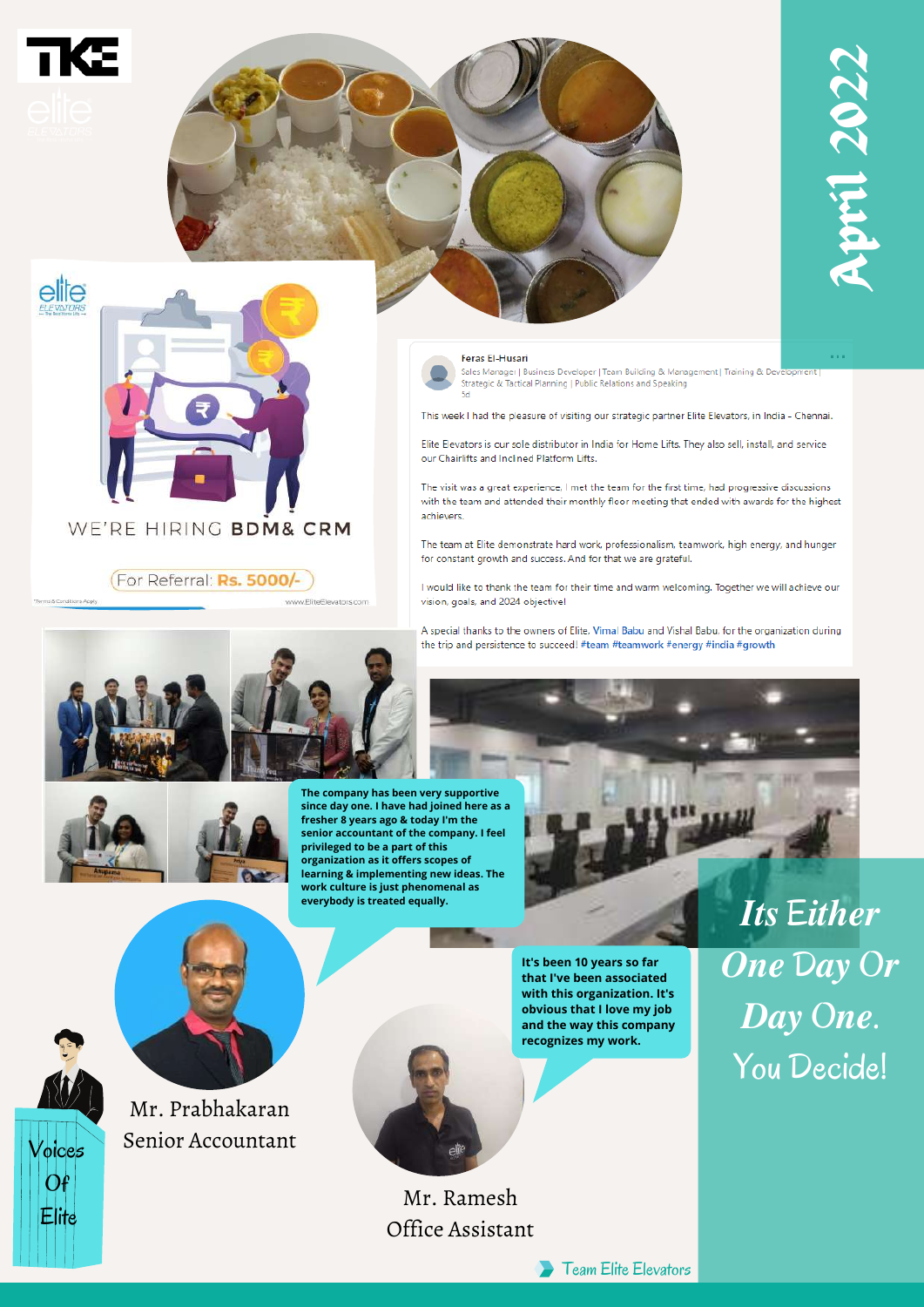TKE

elite ELEVATORS

# April 2022

elite ELEVATORS

WE'RE HIRING **BDM& CRM**

For Referral: **Rs. 5000/-**

*Terms & Conditions Apply

www.EliteElevators.com

**Feras El-Husari**
Sales Manager | Business Developer | Team Building & Management | Training & Development | Strategic & Tactical Planning | Public Relations and Speaking
5d

This week I had the pleasure of visiting our strategic partner Elite Elevators, in India - Chennai.

Elite Eevators is our sole distributor in India for Home Lifts. They also sell, install, and service our Chairlifts and Inclined Platform Lifts.

The visit was a great experience, I met the team for the first time, had progressive discussions with the team and attended their monthly floor meeting that ended with awards for the highest achievers.

The team at Elite demonstrate hard work, professionalism, teamwork, high energy, and hunger for constant growth and success. And for that we are grateful.

I would like to thank the team for their time and warm welcoming. Together we will achieve our vision, goals, and 2024 objective!

A special thanks to the owners of Elite, Vimal Babu and Vishal Babu, for the organization during the trip and persistence to succeed! #team #teamwork #energy #india #growth

**The company has been very supportive since day one. I have had joined here as a fresher 8 years ago & today I'm the senior accountant of the company. I feel privileged to be a part of this organization as it offers scopes of learning & implementing new ideas. The work culture is just phenomenal as everybody is treated equally.**

Mr. Prabhakaran
Senior Accountant

**It's been 10 years so far that I've been associated with this organization. It's obvious that I love my job and the way this company recognizes my work.**

Mr. Ramesh
Office Assistant

## Voices Of Elite

*Its Either One Day Or Day One.*
You Decide!

Team Elite Elevators